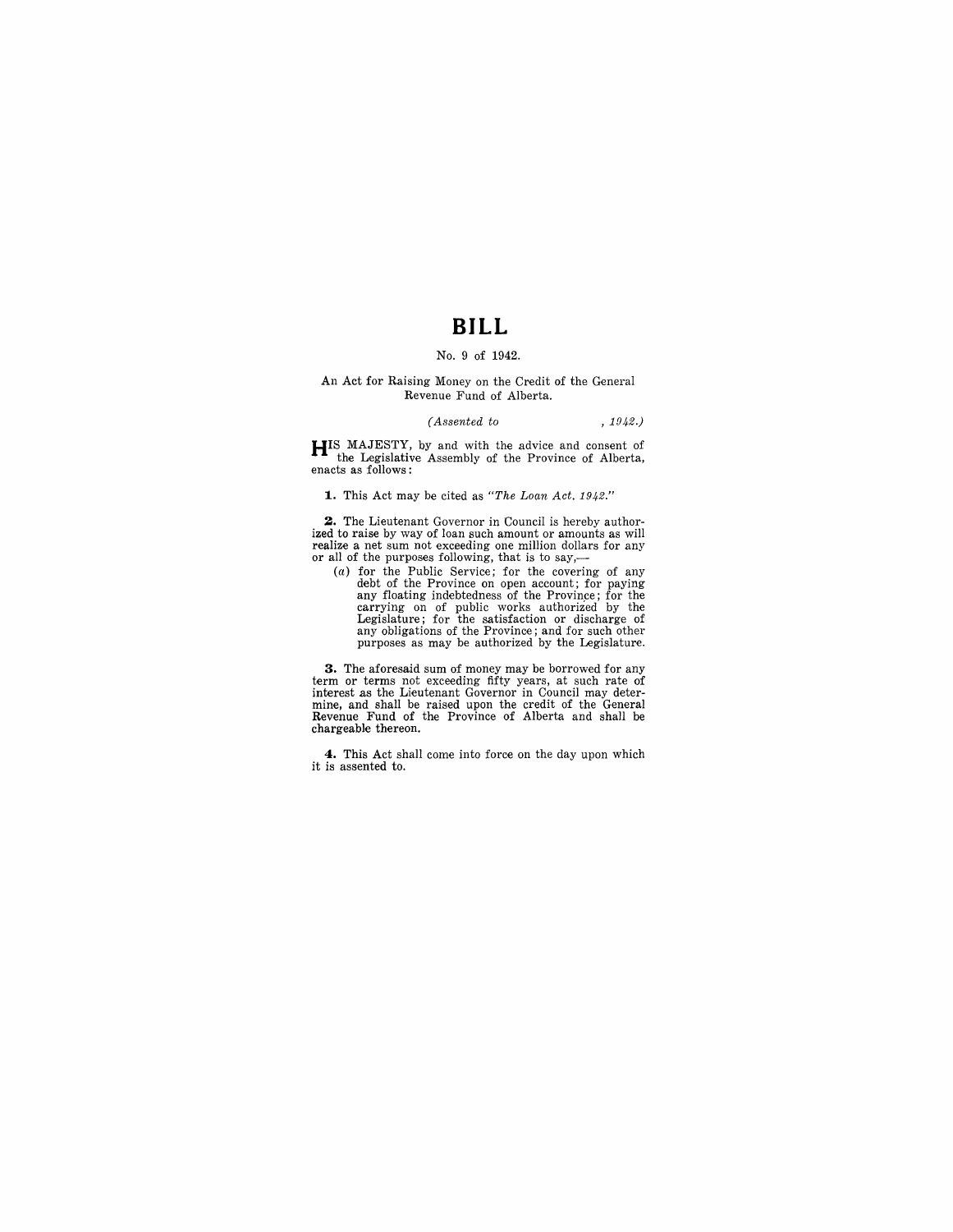# BILL

No. 9 of 1942.

An Act for Raising Money on the Credit of the General Revenue Fund of Alberta.

*(Assented to , 1942.)*

HIS MAJESTY, by and with the advice and consent of the Legislative Assembly of the Province of Alberta, enacts as follows:

**1.** This Act may be cited as *"The Loan Act, 1942."*

**2.** The Lieutenant Governor in Council is hereby authorized to raise by way of loan such amount or amounts as will realize a net sum not exceeding one million dollars for any or all of the purposes following, that is to say,—

(*a*) for the Public Service; for the covering of any debt of the Province on open account; for paying any floating indebtedness of the Province; for the carrying on of public works authorized by the Legislature; for the satisfaction or discharge of any obligations of the Province; and for such other purposes as may be authorized by the Legislature.

**3.** The aforesaid sum of money may be borrowed for any term or terms not exceeding fifty years, at such rate of interest as the Lieutenant Governor in Council may determine, and shall be raised upon the credit of the General Revenue Fund of the Province of Alberta and shall be chargeable thereon.

**4.** This Act shall come into force on the day upon which it is assented to.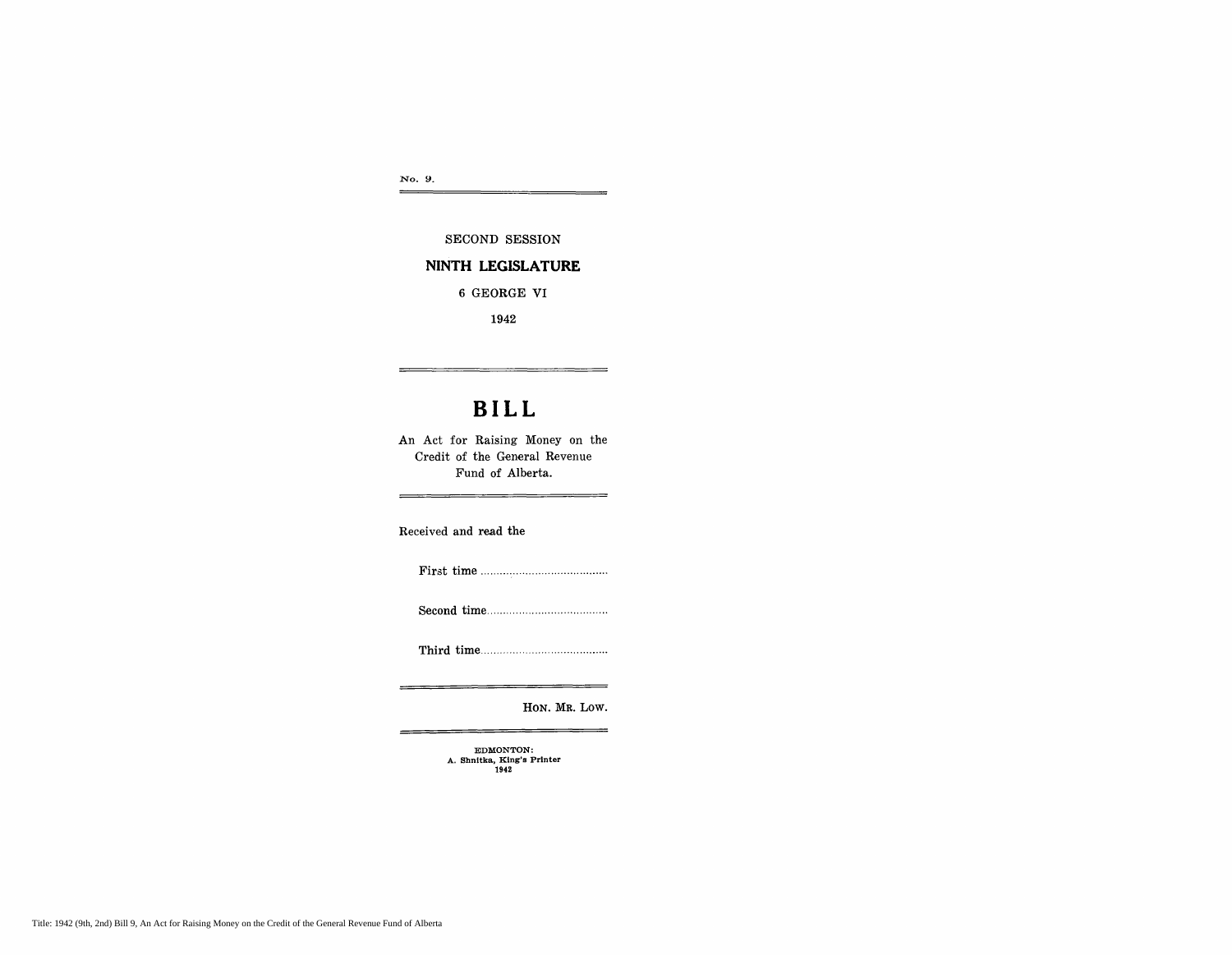No. 9.

SECOND SESSION

## NINTH LEGISLATURE

6 GEORGE VI

1942

# BILL

An Act for Raising Money on the Credit of the General Revenue Fund of Alberta.

Received and read the

First time ........................................

Second time......................................

Third time........................................

HON. MR. LOW.

EDMONTON:
A. Shnitka, King's Printer
1942

Title: 1942 (9th, 2nd) Bill 9, An Act for Raising Money on the Credit of the General Revenue Fund of Alberta